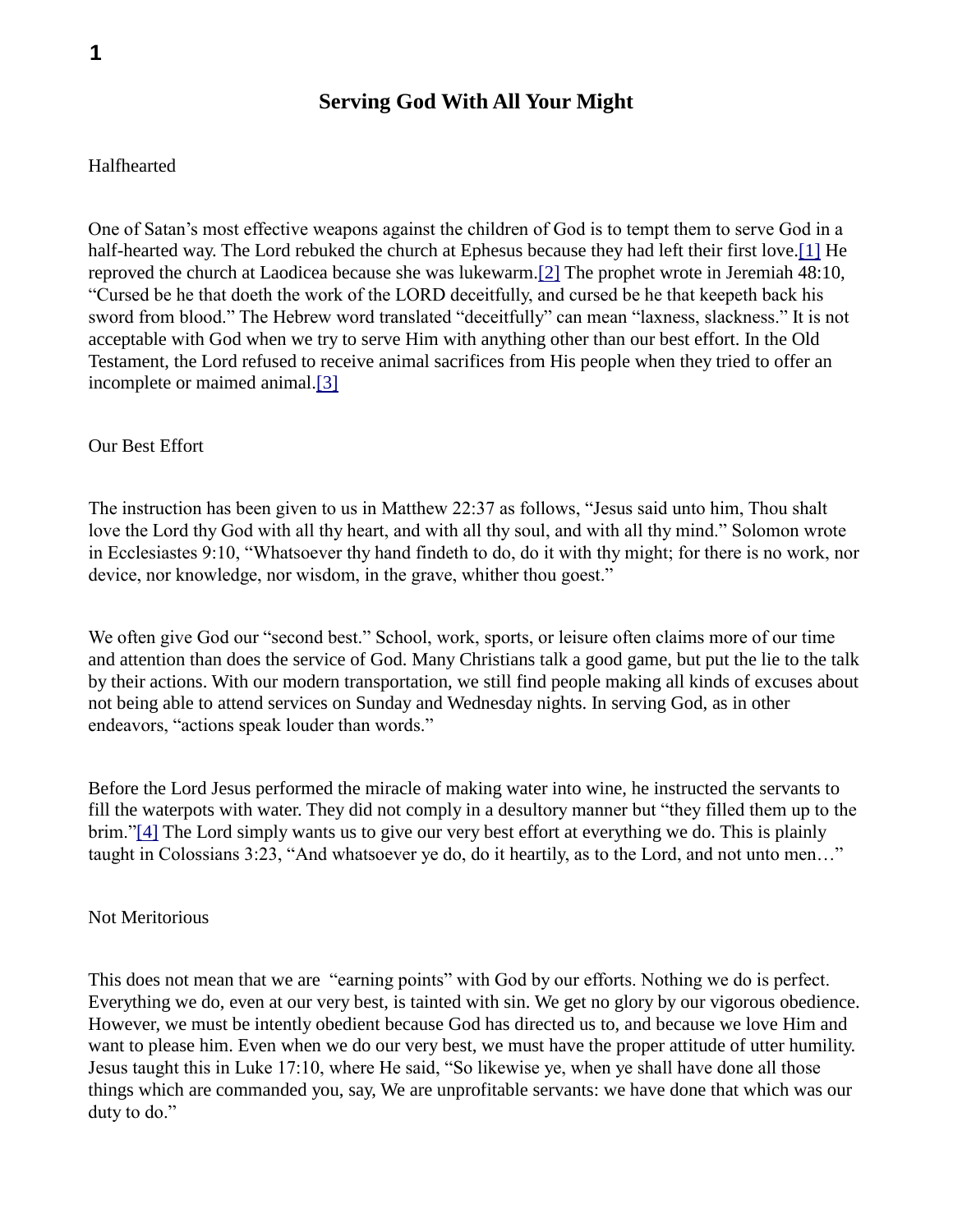# Serving God With All Your Might

## Halfhearted

One of Satan's most effective weapons against the children of God is to tempt them to serve God in a half-hearted way. The Lord rebuked the church at Ephesus because they had left their first love.[1] He reproved the church at Laodicea because she was lukewarm.[2] The prophet wrote in Jeremiah 48:10, "Cursed be he that doeth the work of the LORD deceitfully, and cursed be he that keepeth back his sword from blood." The Hebrew word translated "deceitfully" can mean "laxness, slackness." It is not acceptable with God when we try to serve Him with anything other than our best effort. In the Old Testament, the Lord refused to receive animal sacrifices from His people when they tried to offer an incomplete or maimed animal.[3]

## Our Best Effort

The instruction has been given to us in Matthew 22:37 as follows, "Jesus said unto him, Thou shalt love the Lord thy God with all thy heart, and with all thy soul, and with all thy mind." Solomon wrote in Ecclesiastes 9:10, "Whatsoever thy hand findeth to do, do it with thy might; for there is no work, nor device, nor knowledge, nor wisdom, in the grave, whither thou goest."

We often give God our "second best." School, work, sports, or leisure often claims more of our time and attention than does the service of God. Many Christians talk a good game, but put the lie to the talk by their actions. With our modern transportation, we still find people making all kinds of excuses about not being able to attend services on Sunday and Wednesday nights. In serving God, as in other endeavors, "actions speak louder than words."

Before the Lord Jesus performed the miracle of making water into wine, he instructed the servants to fill the waterpots with water. They did not comply in a desultory manner but "they filled them up to the brim."[4] The Lord simply wants us to give our very best effort at everything we do. This is plainly taught in Colossians 3:23, "And whatsoever ye do, do it heartily, as to the Lord, and not unto men…"

## Not Meritorious

This does not mean that we are "earning points" with God by our efforts. Nothing we do is perfect. Everything we do, even at our very best, is tainted with sin. We get no glory by our vigorous obedience. However, we must be intently obedient because God has directed us to, and because we love Him and want to please him. Even when we do our very best, we must have the proper attitude of utter humility. Jesus taught this in Luke 17:10, where He said, "So likewise ye, when ye shall have done all those things which are commanded you, say, We are unprofitable servants: we have done that which was our duty to do."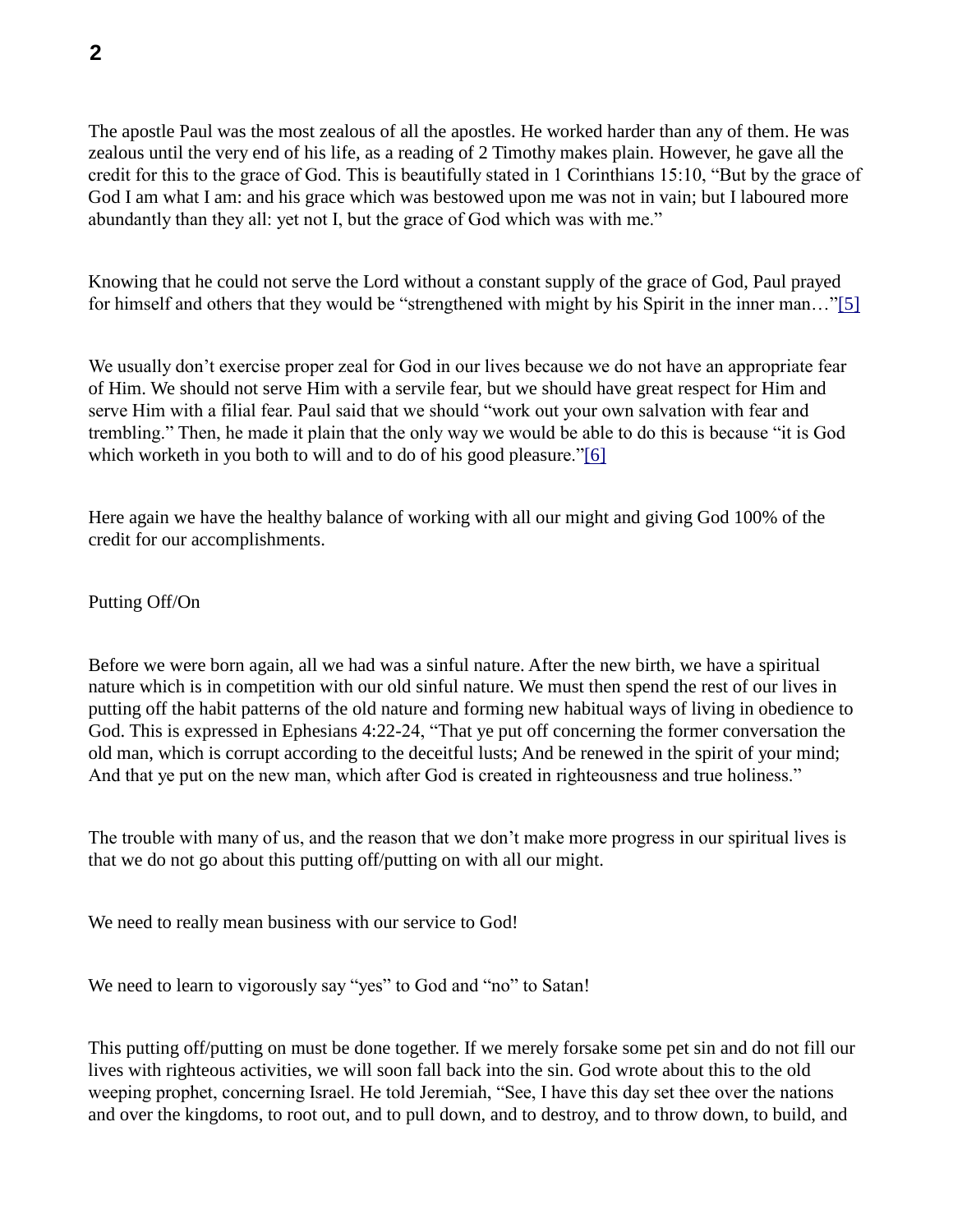The apostle Paul was the most zealous of all the apostles. He worked harder than any of them. He was zealous until the very end of his life, as a reading of 2 Timothy makes plain. However, he gave all the credit for this to the grace of God. This is beautifully stated in 1 Corinthians 15:10, "But by the grace of God I am what I am: and his grace which was bestowed upon me was not in vain; but I laboured more abundantly than they all: yet not I, but the grace of God which was with me."

Knowing that he could not serve the Lord without a constant supply of the grace of God, Paul prayed for himself and others that they would be "strengthened with might by his Spirit in the inner man…"[5]

We usually don't exercise proper zeal for God in our lives because we do not have an appropriate fear of Him. We should not serve Him with a servile fear, but we should have great respect for Him and serve Him with a filial fear. Paul said that we should "work out your own salvation with fear and trembling." Then, he made it plain that the only way we would be able to do this is because "it is God which worketh in you both to will and to do of his good pleasure."[6]

Here again we have the healthy balance of working with all our might and giving God 100% of the credit for our accomplishments.

## Putting Off/On

Before we were born again, all we had was a sinful nature. After the new birth, we have a spiritual nature which is in competition with our old sinful nature. We must then spend the rest of our lives in putting off the habit patterns of the old nature and forming new habitual ways of living in obedience to God. This is expressed in Ephesians 4:22-24, "That ye put off concerning the former conversation the old man, which is corrupt according to the deceitful lusts; And be renewed in the spirit of your mind; And that ye put on the new man, which after God is created in righteousness and true holiness."

The trouble with many of us, and the reason that we don't make more progress in our spiritual lives is that we do not go about this putting off/putting on with all our might.

We need to really mean business with our service to God!

We need to learn to vigorously say "yes" to God and "no" to Satan!

This putting off/putting on must be done together. If we merely forsake some pet sin and do not fill our lives with righteous activities, we will soon fall back into the sin. God wrote about this to the old weeping prophet, concerning Israel. He told Jeremiah, "See, I have this day set thee over the nations and over the kingdoms, to root out, and to pull down, and to destroy, and to throw down, to build, and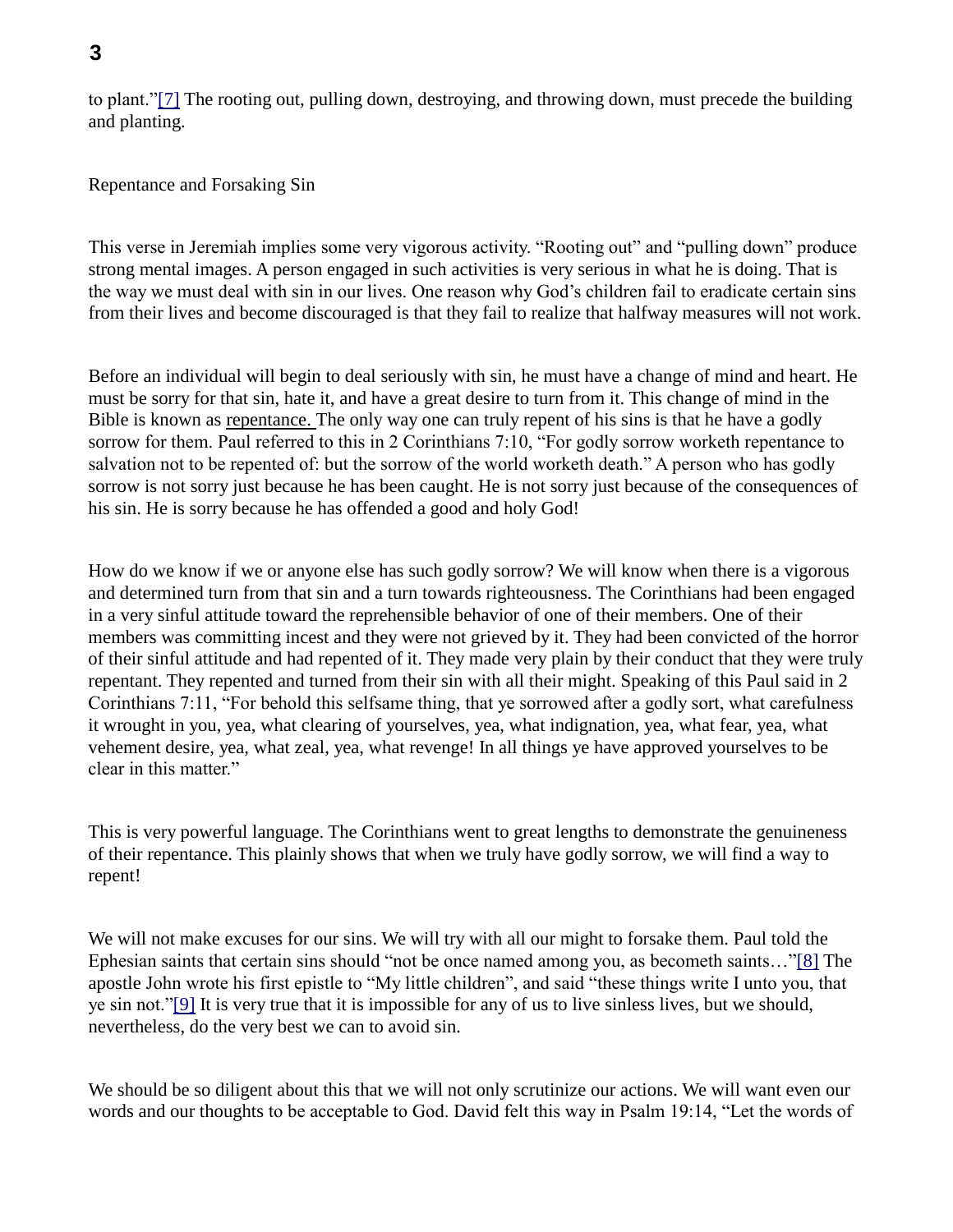to plant."[7] The rooting out, pulling down, destroying, and throwing down, must precede the building and planting.

## Repentance and Forsaking Sin

This verse in Jeremiah implies some very vigorous activity. "Rooting out" and "pulling down" produce strong mental images. A person engaged in such activities is very serious in what he is doing. That is the way we must deal with sin in our lives. One reason why God's children fail to eradicate certain sins from their lives and become discouraged is that they fail to realize that halfway measures will not work.

Before an individual will begin to deal seriously with sin, he must have a change of mind and heart. He must be sorry for that sin, hate it, and have a great desire to turn from it. This change of mind in the Bible is known as repentance. The only way one can truly repent of his sins is that he have a godly sorrow for them. Paul referred to this in 2 Corinthians 7:10, "For godly sorrow worketh repentance to salvation not to be repented of: but the sorrow of the world worketh death." A person who has godly sorrow is not sorry just because he has been caught. He is not sorry just because of the consequences of his sin. He is sorry because he has offended a good and holy God!

How do we know if we or anyone else has such godly sorrow? We will know when there is a vigorous and determined turn from that sin and a turn towards righteousness. The Corinthians had been engaged in a very sinful attitude toward the reprehensible behavior of one of their members. One of their members was committing incest and they were not grieved by it. They had been convicted of the horror of their sinful attitude and had repented of it. They made very plain by their conduct that they were truly repentant. They repented and turned from their sin with all their might. Speaking of this Paul said in 2 Corinthians 7:11, "For behold this selfsame thing, that ye sorrowed after a godly sort, what carefulness it wrought in you, yea, what clearing of yourselves, yea, what indignation, yea, what fear, yea, what vehement desire, yea, what zeal, yea, what revenge! In all things ye have approved yourselves to be clear in this matter."

This is very powerful language. The Corinthians went to great lengths to demonstrate the genuineness of their repentance. This plainly shows that when we truly have godly sorrow, we will find a way to repent!

We will not make excuses for our sins. We will try with all our might to forsake them. Paul told the Ephesian saints that certain sins should "not be once named among you, as becometh saints…"[8] The apostle John wrote his first epistle to "My little children", and said "these things write I unto you, that ye sin not."[9] It is very true that it is impossible for any of us to live sinless lives, but we should, nevertheless, do the very best we can to avoid sin.

We should be so diligent about this that we will not only scrutinize our actions. We will want even our words and our thoughts to be acceptable to God. David felt this way in Psalm 19:14, "Let the words of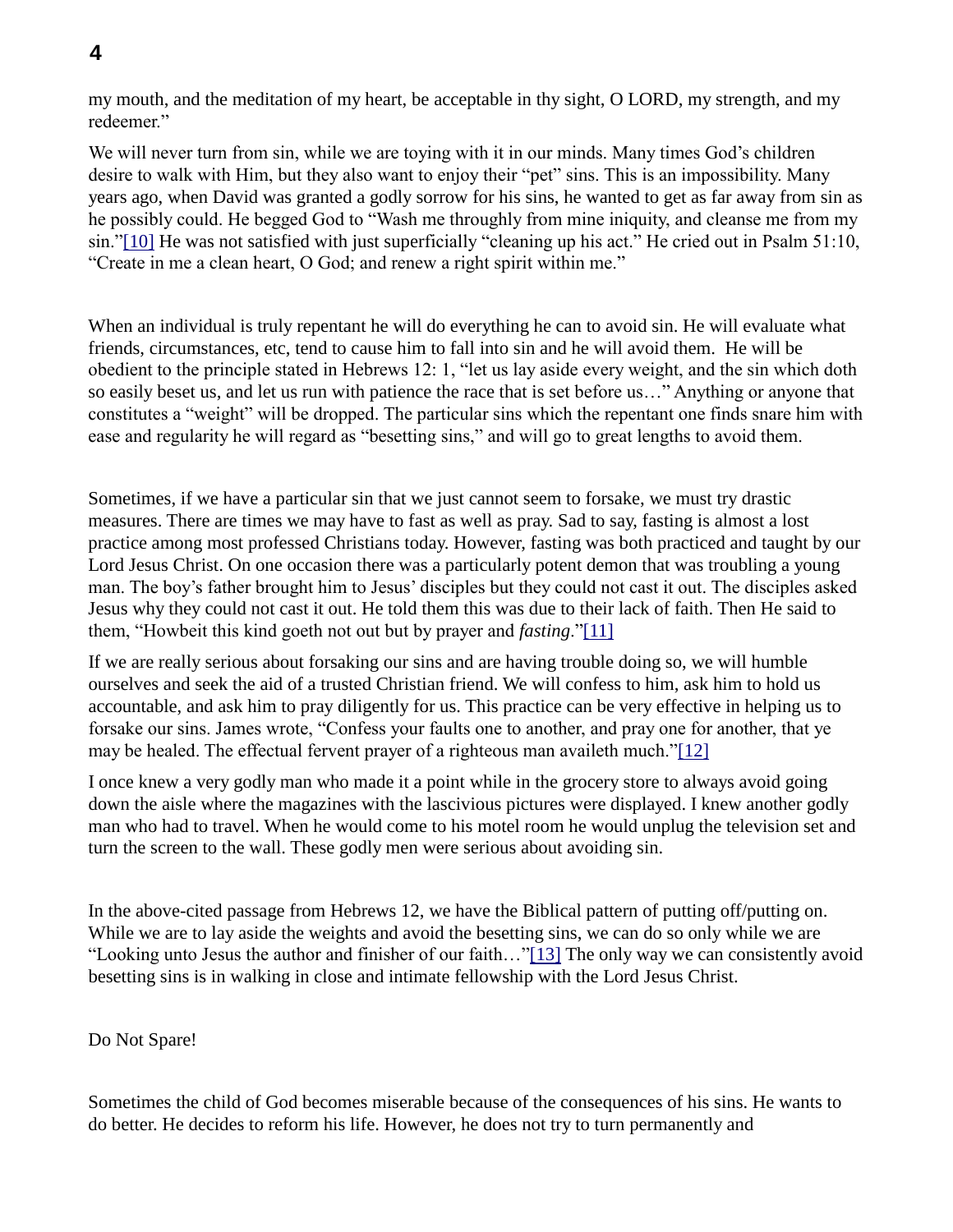my mouth, and the meditation of my heart, be acceptable in thy sight, O LORD, my strength, and my redeemer."

We will never turn from sin, while we are toying with it in our minds. Many times God's children desire to walk with Him, but they also want to enjoy their "pet" sins. This is an impossibility. Many years ago, when David was granted a godly sorrow for his sins, he wanted to get as far away from sin as he possibly could. He begged God to "Wash me throughly from mine iniquity, and cleanse me from my sin."[10] He was not satisfied with just superficially "cleaning up his act." He cried out in Psalm 51:10, "Create in me a clean heart, O God; and renew a right spirit within me."

When an individual is truly repentant he will do everything he can to avoid sin. He will evaluate what friends, circumstances, etc, tend to cause him to fall into sin and he will avoid them. He will be obedient to the principle stated in Hebrews 12: 1, "let us lay aside every weight, and the sin which doth so easily beset us, and let us run with patience the race that is set before us…" Anything or anyone that constitutes a "weight" will be dropped. The particular sins which the repentant one finds snare him with ease and regularity he will regard as "besetting sins," and will go to great lengths to avoid them.

Sometimes, if we have a particular sin that we just cannot seem to forsake, we must try drastic measures. There are times we may have to fast as well as pray. Sad to say, fasting is almost a lost practice among most professed Christians today. However, fasting was both practiced and taught by our Lord Jesus Christ. On one occasion there was a particularly potent demon that was troubling a young man. The boy's father brought him to Jesus' disciples but they could not cast it out. The disciples asked Jesus why they could not cast it out. He told them this was due to their lack of faith. Then He said to them, "Howbeit this kind goeth not out but by prayer and *fasting*."[11]

If we are really serious about forsaking our sins and are having trouble doing so, we will humble ourselves and seek the aid of a trusted Christian friend. We will confess to him, ask him to hold us accountable, and ask him to pray diligently for us. This practice can be very effective in helping us to forsake our sins. James wrote, "Confess your faults one to another, and pray one for another, that ye may be healed. The effectual fervent prayer of a righteous man availeth much."[12]

I once knew a very godly man who made it a point while in the grocery store to always avoid going down the aisle where the magazines with the lascivious pictures were displayed. I knew another godly man who had to travel. When he would come to his motel room he would unplug the television set and turn the screen to the wall. These godly men were serious about avoiding sin.

In the above-cited passage from Hebrews 12, we have the Biblical pattern of putting off/putting on. While we are to lay aside the weights and avoid the besetting sins, we can do so only while we are "Looking unto Jesus the author and finisher of our faith…"[13] The only way we can consistently avoid besetting sins is in walking in close and intimate fellowship with the Lord Jesus Christ.

Do Not Spare!

Sometimes the child of God becomes miserable because of the consequences of his sins. He wants to do better. He decides to reform his life. However, he does not try to turn permanently and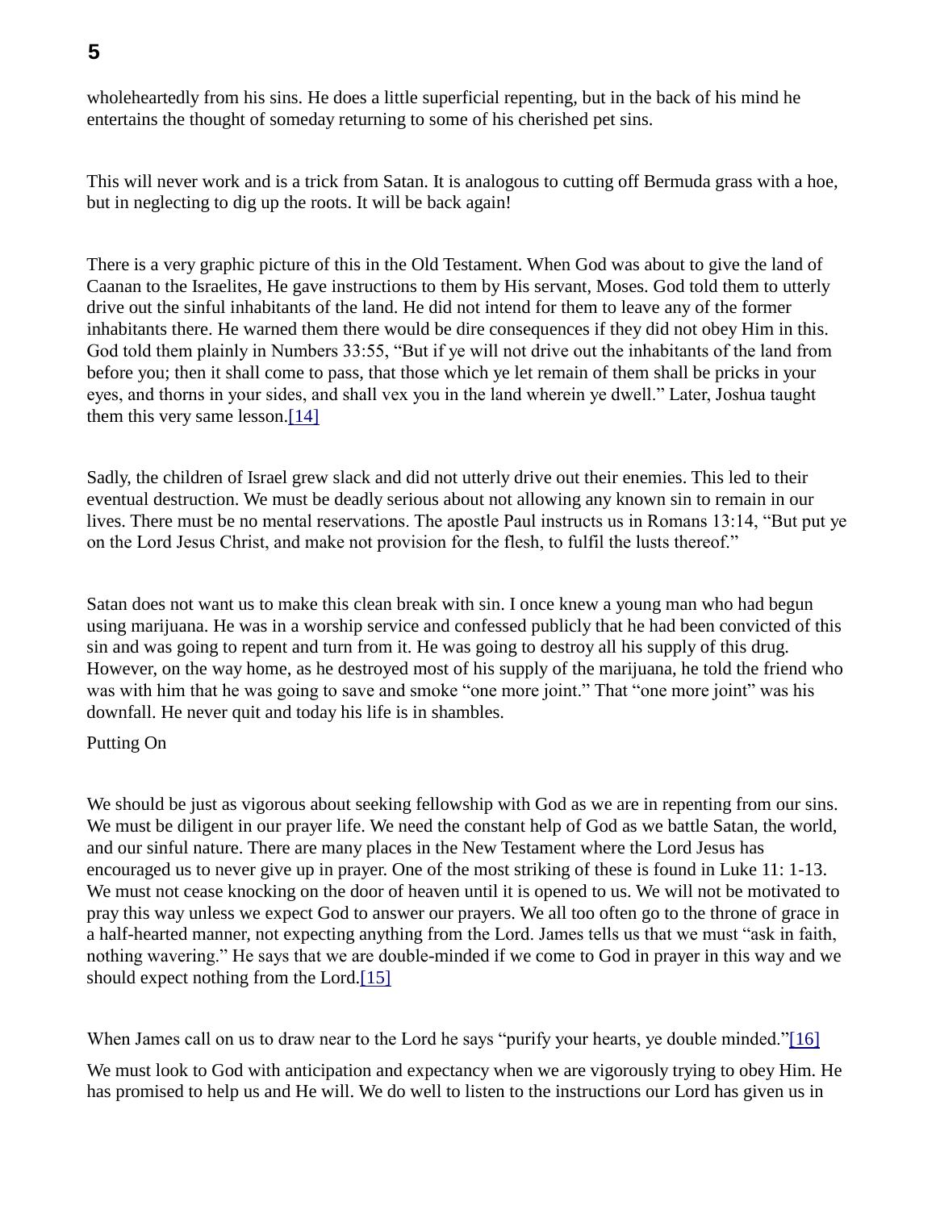wholeheartedly from his sins. He does a little superficial repenting, but in the back of his mind he entertains the thought of someday returning to some of his cherished pet sins.

This will never work and is a trick from Satan. It is analogous to cutting off Bermuda grass with a hoe, but in neglecting to dig up the roots. It will be back again!

There is a very graphic picture of this in the Old Testament. When God was about to give the land of Caanan to the Israelites, He gave instructions to them by His servant, Moses. God told them to utterly drive out the sinful inhabitants of the land. He did not intend for them to leave any of the former inhabitants there. He warned them there would be dire consequences if they did not obey Him in this. God told them plainly in Numbers 33:55, "But if ye will not drive out the inhabitants of the land from before you; then it shall come to pass, that those which ye let remain of them shall be pricks in your eyes, and thorns in your sides, and shall vex you in the land wherein ye dwell." Later, Joshua taught them this very same lesson.[14]

Sadly, the children of Israel grew slack and did not utterly drive out their enemies. This led to their eventual destruction. We must be deadly serious about not allowing any known sin to remain in our lives. There must be no mental reservations. The apostle Paul instructs us in Romans 13:14, "But put ye on the Lord Jesus Christ, and make not provision for the flesh, to fulfil the lusts thereof."

Satan does not want us to make this clean break with sin. I once knew a young man who had begun using marijuana. He was in a worship service and confessed publicly that he had been convicted of this sin and was going to repent and turn from it. He was going to destroy all his supply of this drug. However, on the way home, as he destroyed most of his supply of the marijuana, he told the friend who was with him that he was going to save and smoke "one more joint." That "one more joint" was his downfall. He never quit and today his life is in shambles.

Putting On

We should be just as vigorous about seeking fellowship with God as we are in repenting from our sins. We must be diligent in our prayer life. We need the constant help of God as we battle Satan, the world, and our sinful nature. There are many places in the New Testament where the Lord Jesus has encouraged us to never give up in prayer. One of the most striking of these is found in Luke 11: 1-13. We must not cease knocking on the door of heaven until it is opened to us. We will not be motivated to pray this way unless we expect God to answer our prayers. We all too often go to the throne of grace in a half-hearted manner, not expecting anything from the Lord. James tells us that we must "ask in faith, nothing wavering." He says that we are double-minded if we come to God in prayer in this way and we should expect nothing from the Lord.[15]

When James call on us to draw near to the Lord he says "purify your hearts, ye double minded."[16]

We must look to God with anticipation and expectancy when we are vigorously trying to obey Him. He has promised to help us and He will. We do well to listen to the instructions our Lord has given us in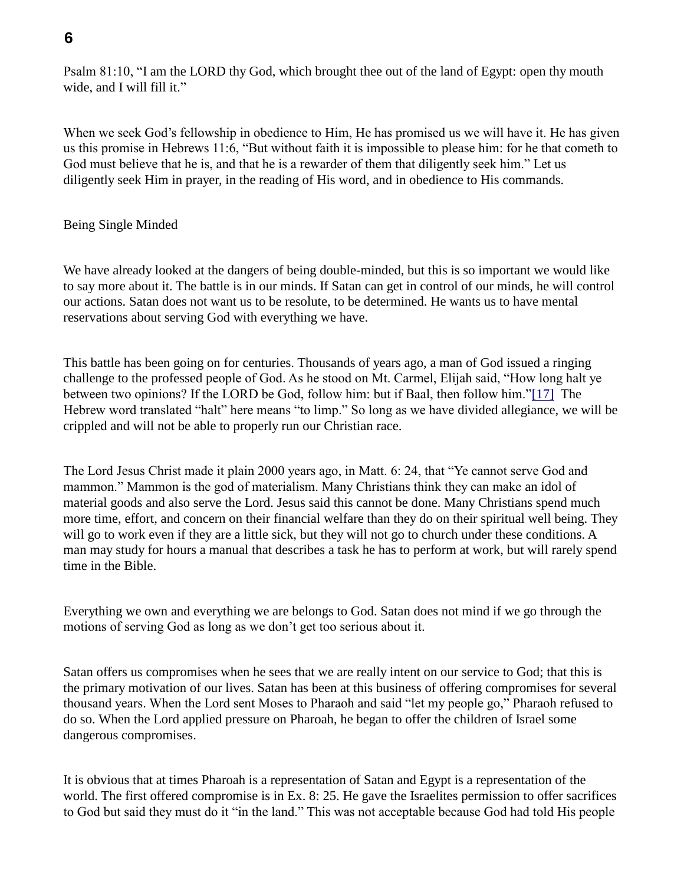Psalm 81:10, “I am the LORD thy God, which brought thee out of the land of Egypt: open thy mouth wide, and I will fill it.”

When we seek God’s fellowship in obedience to Him, He has promised us we will have it. He has given us this promise in Hebrews 11:6, “But without faith it is impossible to please him: for he that cometh to God must believe that he is, and that he is a rewarder of them that diligently seek him.” Let us diligently seek Him in prayer, in the reading of His word, and in obedience to His commands.

## Being Single Minded

We have already looked at the dangers of being double-minded, but this is so important we would like to say more about it. The battle is in our minds. If Satan can get in control of our minds, he will control our actions. Satan does not want us to be resolute, to be determined. He wants us to have mental reservations about serving God with everything we have.

This battle has been going on for centuries. Thousands of years ago, a man of God issued a ringing challenge to the professed people of God. As he stood on Mt. Carmel, Elijah said, “How long halt ye between two opinions? If the LORD be God, follow him: but if Baal, then follow him.”[17] The Hebrew word translated “halt” here means “to limp.” So long as we have divided allegiance, we will be crippled and will not be able to properly run our Christian race.

The Lord Jesus Christ made it plain 2000 years ago, in Matt. 6: 24, that “Ye cannot serve God and mammon.” Mammon is the god of materialism. Many Christians think they can make an idol of material goods and also serve the Lord. Jesus said this cannot be done. Many Christians spend much more time, effort, and concern on their financial welfare than they do on their spiritual well being. They will go to work even if they are a little sick, but they will not go to church under these conditions. A man may study for hours a manual that describes a task he has to perform at work, but will rarely spend time in the Bible.

Everything we own and everything we are belongs to God. Satan does not mind if we go through the motions of serving God as long as we don’t get too serious about it.

Satan offers us compromises when he sees that we are really intent on our service to God; that this is the primary motivation of our lives. Satan has been at this business of offering compromises for several thousand years. When the Lord sent Moses to Pharaoh and said “let my people go,” Pharaoh refused to do so. When the Lord applied pressure on Pharoah, he began to offer the children of Israel some dangerous compromises.

It is obvious that at times Pharoah is a representation of Satan and Egypt is a representation of the world. The first offered compromise is in Ex. 8: 25. He gave the Israelites permission to offer sacrifices to God but said they must do it “in the land.” This was not acceptable because God had told His people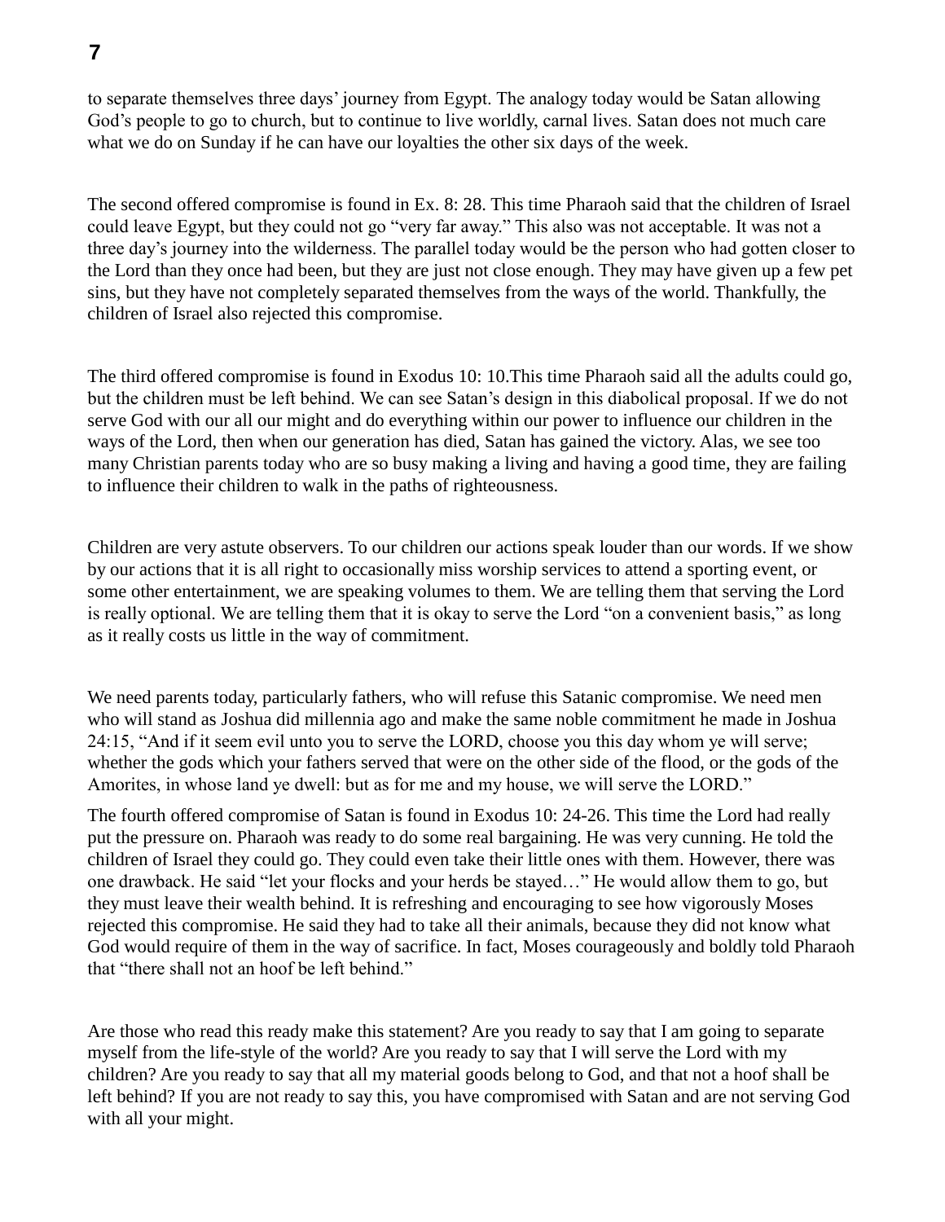to separate themselves three days' journey from Egypt. The analogy today would be Satan allowing God's people to go to church, but to continue to live worldly, carnal lives. Satan does not much care what we do on Sunday if he can have our loyalties the other six days of the week.

The second offered compromise is found in Ex. 8: 28. This time Pharaoh said that the children of Israel could leave Egypt, but they could not go "very far away." This also was not acceptable. It was not a three day's journey into the wilderness. The parallel today would be the person who had gotten closer to the Lord than they once had been, but they are just not close enough. They may have given up a few pet sins, but they have not completely separated themselves from the ways of the world. Thankfully, the children of Israel also rejected this compromise.

The third offered compromise is found in Exodus 10: 10.This time Pharaoh said all the adults could go, but the children must be left behind. We can see Satan's design in this diabolical proposal. If we do not serve God with our all our might and do everything within our power to influence our children in the ways of the Lord, then when our generation has died, Satan has gained the victory. Alas, we see too many Christian parents today who are so busy making a living and having a good time, they are failing to influence their children to walk in the paths of righteousness.

Children are very astute observers. To our children our actions speak louder than our words. If we show by our actions that it is all right to occasionally miss worship services to attend a sporting event, or some other entertainment, we are speaking volumes to them. We are telling them that serving the Lord is really optional. We are telling them that it is okay to serve the Lord "on a convenient basis," as long as it really costs us little in the way of commitment.

We need parents today, particularly fathers, who will refuse this Satanic compromise. We need men who will stand as Joshua did millennia ago and make the same noble commitment he made in Joshua 24:15, "And if it seem evil unto you to serve the LORD, choose you this day whom ye will serve; whether the gods which your fathers served that were on the other side of the flood, or the gods of the Amorites, in whose land ye dwell: but as for me and my house, we will serve the LORD."

The fourth offered compromise of Satan is found in Exodus 10: 24-26. This time the Lord had really put the pressure on. Pharaoh was ready to do some real bargaining. He was very cunning. He told the children of Israel they could go. They could even take their little ones with them. However, there was one drawback. He said "let your flocks and your herds be stayed…" He would allow them to go, but they must leave their wealth behind. It is refreshing and encouraging to see how vigorously Moses rejected this compromise. He said they had to take all their animals, because they did not know what God would require of them in the way of sacrifice. In fact, Moses courageously and boldly told Pharaoh that "there shall not an hoof be left behind."

Are those who read this ready make this statement? Are you ready to say that I am going to separate myself from the life-style of the world? Are you ready to say that I will serve the Lord with my children? Are you ready to say that all my material goods belong to God, and that not a hoof shall be left behind? If you are not ready to say this, you have compromised with Satan and are not serving God with all your might.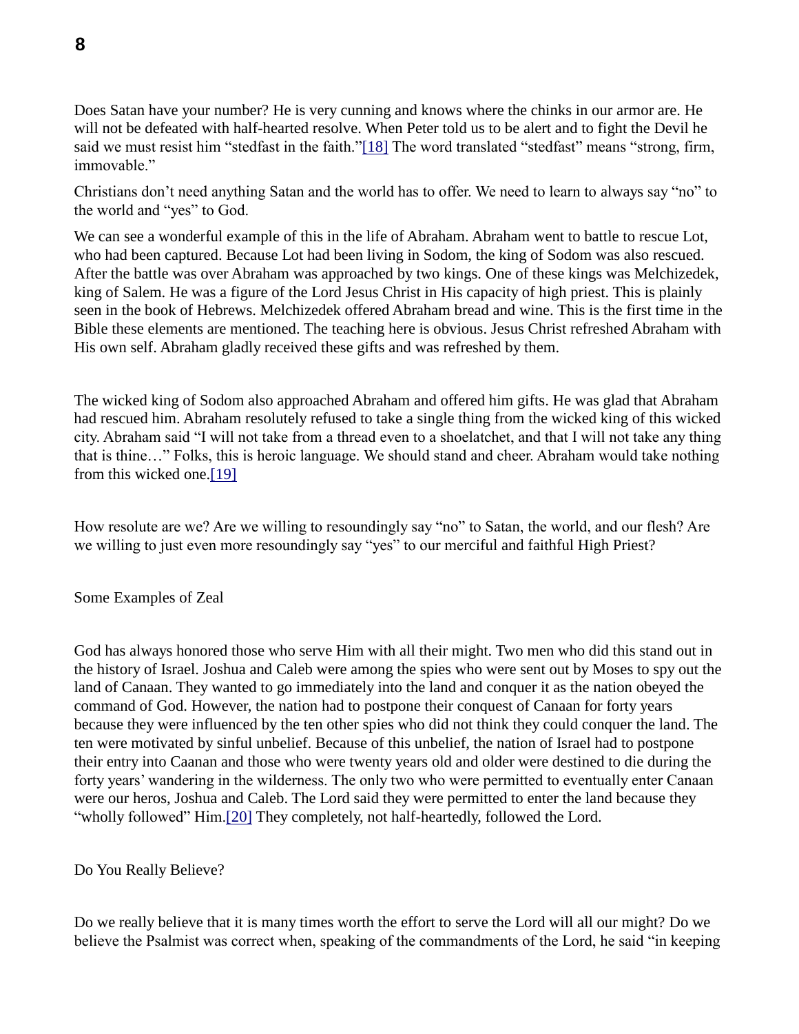Does Satan have your number? He is very cunning and knows where the chinks in our armor are. He will not be defeated with half-hearted resolve. When Peter told us to be alert and to fight the Devil he said we must resist him “stedfast in the faith.”[18] The word translated “stedfast” means “strong, firm, immovable.”

Christians don’t need anything Satan and the world has to offer. We need to learn to always say “no” to the world and “yes” to God.

We can see a wonderful example of this in the life of Abraham. Abraham went to battle to rescue Lot, who had been captured. Because Lot had been living in Sodom, the king of Sodom was also rescued. After the battle was over Abraham was approached by two kings. One of these kings was Melchizedek, king of Salem. He was a figure of the Lord Jesus Christ in His capacity of high priest. This is plainly seen in the book of Hebrews. Melchizedek offered Abraham bread and wine. This is the first time in the Bible these elements are mentioned. The teaching here is obvious. Jesus Christ refreshed Abraham with His own self. Abraham gladly received these gifts and was refreshed by them.

The wicked king of Sodom also approached Abraham and offered him gifts. He was glad that Abraham had rescued him. Abraham resolutely refused to take a single thing from the wicked king of this wicked city. Abraham said “I will not take from a thread even to a shoelatchet, and that I will not take any thing that is thine…” Folks, this is heroic language. We should stand and cheer. Abraham would take nothing from this wicked one.[19]

How resolute are we? Are we willing to resoundingly say “no” to Satan, the world, and our flesh? Are we willing to just even more resoundingly say “yes” to our merciful and faithful High Priest?

## Some Examples of Zeal

God has always honored those who serve Him with all their might. Two men who did this stand out in the history of Israel. Joshua and Caleb were among the spies who were sent out by Moses to spy out the land of Canaan. They wanted to go immediately into the land and conquer it as the nation obeyed the command of God. However, the nation had to postpone their conquest of Canaan for forty years because they were influenced by the ten other spies who did not think they could conquer the land. The ten were motivated by sinful unbelief. Because of this unbelief, the nation of Israel had to postpone their entry into Caanan and those who were twenty years old and older were destined to die during the forty years’ wandering in the wilderness. The only two who were permitted to eventually enter Canaan were our heros, Joshua and Caleb. The Lord said they were permitted to enter the land because they “wholly followed” Him.[20] They completely, not half-heartedly, followed the Lord.

## Do You Really Believe?

Do we really believe that it is many times worth the effort to serve the Lord will all our might? Do we believe the Psalmist was correct when, speaking of the commandments of the Lord, he said “in keeping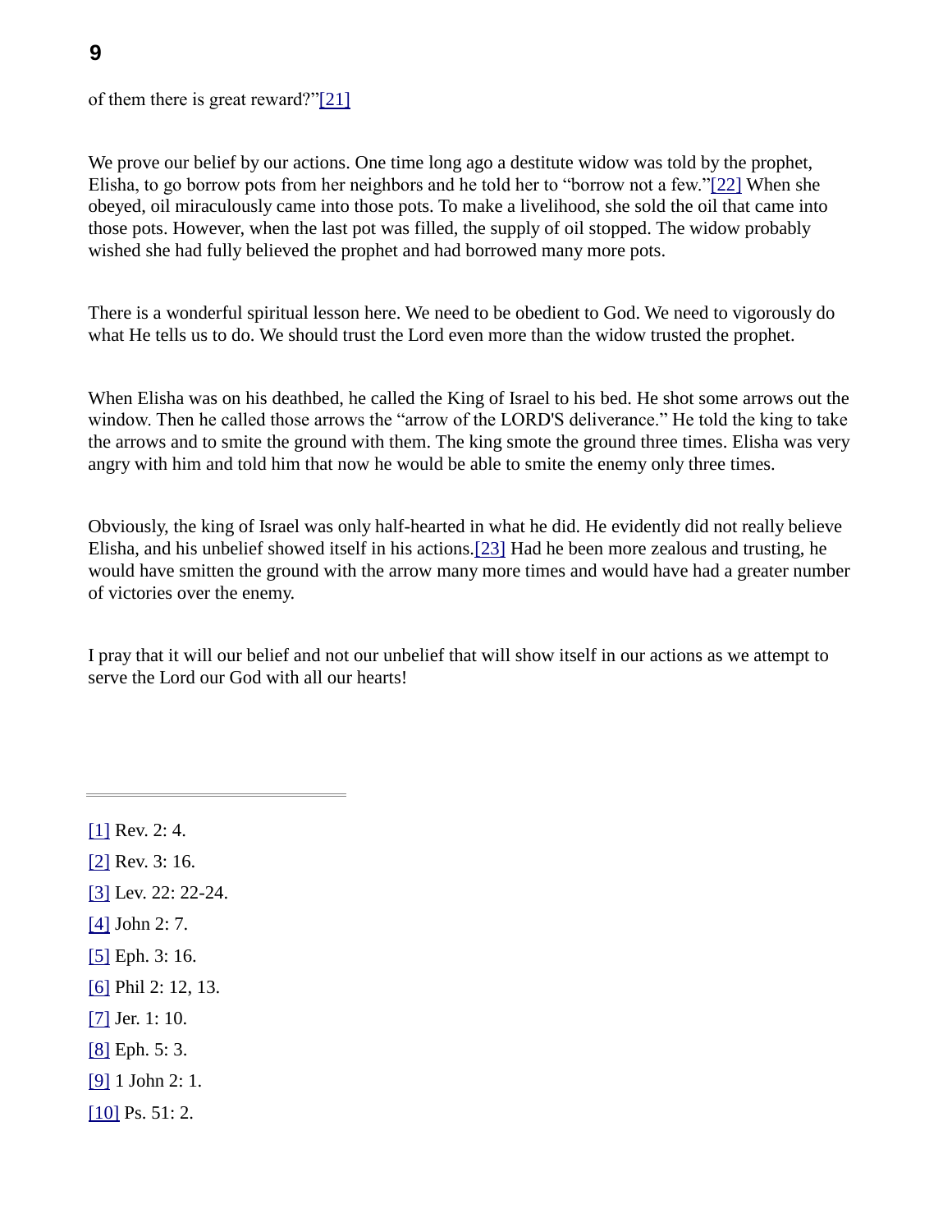of them there is great reward?"[21]

We prove our belief by our actions. One time long ago a destitute widow was told by the prophet, Elisha, to go borrow pots from her neighbors and he told her to "borrow not a few."[22] When she obeyed, oil miraculously came into those pots. To make a livelihood, she sold the oil that came into those pots. However, when the last pot was filled, the supply of oil stopped. The widow probably wished she had fully believed the prophet and had borrowed many more pots.

There is a wonderful spiritual lesson here. We need to be obedient to God. We need to vigorously do what He tells us to do. We should trust the Lord even more than the widow trusted the prophet.

When Elisha was on his deathbed, he called the King of Israel to his bed. He shot some arrows out the window. Then he called those arrows the "arrow of the LORD'S deliverance." He told the king to take the arrows and to smite the ground with them. The king smote the ground three times. Elisha was very angry with him and told him that now he would be able to smite the enemy only three times.

Obviously, the king of Israel was only half-hearted in what he did. He evidently did not really believe Elisha, and his unbelief showed itself in his actions.[23] Had he been more zealous and trusting, he would have smitten the ground with the arrow many more times and would have had a greater number of victories over the enemy.

I pray that it will our belief and not our unbelief that will show itself in our actions as we attempt to serve the Lord our God with all our hearts!

---

[1] Rev. 2: 4.

[2] Rev. 3: 16.

[3] Lev. 22: 22-24.

[4] John 2: 7.

[5] Eph. 3: 16.

[6] Phil 2: 12, 13.

[7] Jer. 1: 10.

[8] Eph. 5: 3.

[9] 1 John 2: 1.

[10] Ps. 51: 2.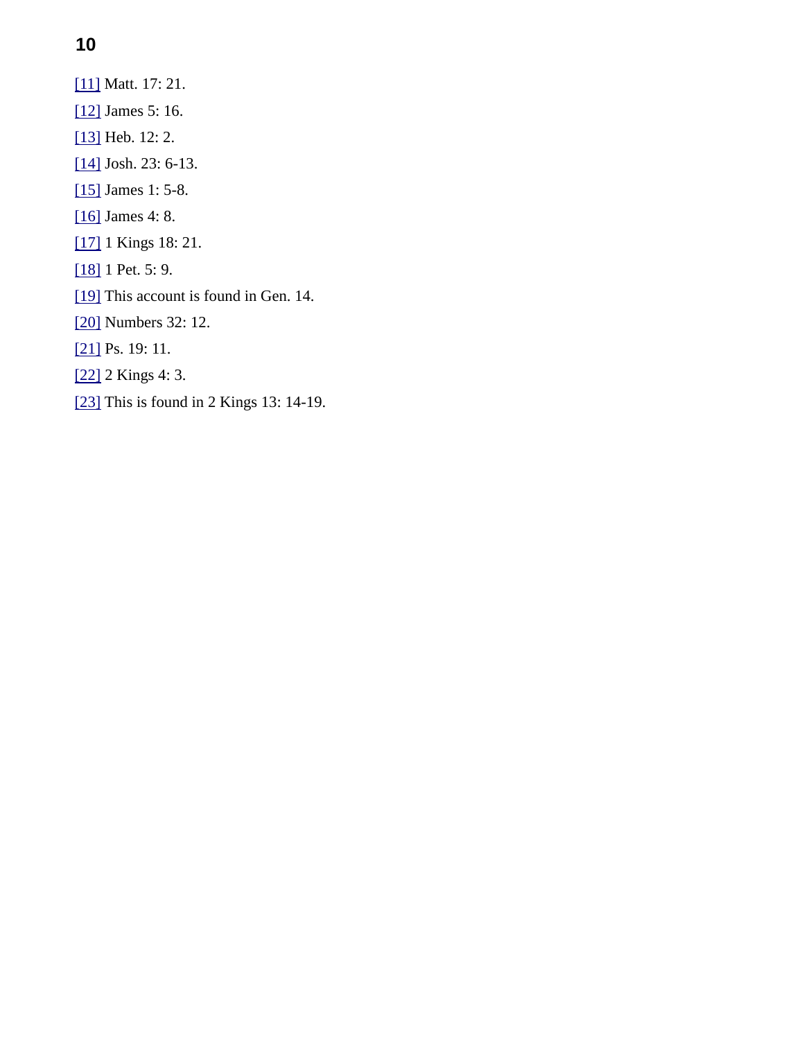[11] Matt. 17: 21.

[12] James 5: 16.

[13] Heb. 12: 2.

[14] Josh. 23: 6-13.

[15] James 1: 5-8.

[16] James 4: 8.

[17] 1 Kings 18: 21.

[18] 1 Pet. 5: 9.

[19] This account is found in Gen. 14.

[20] Numbers 32: 12.

[21] Ps. 19: 11.

[22] 2 Kings 4: 3.

[23] This is found in 2 Kings 13: 14-19.